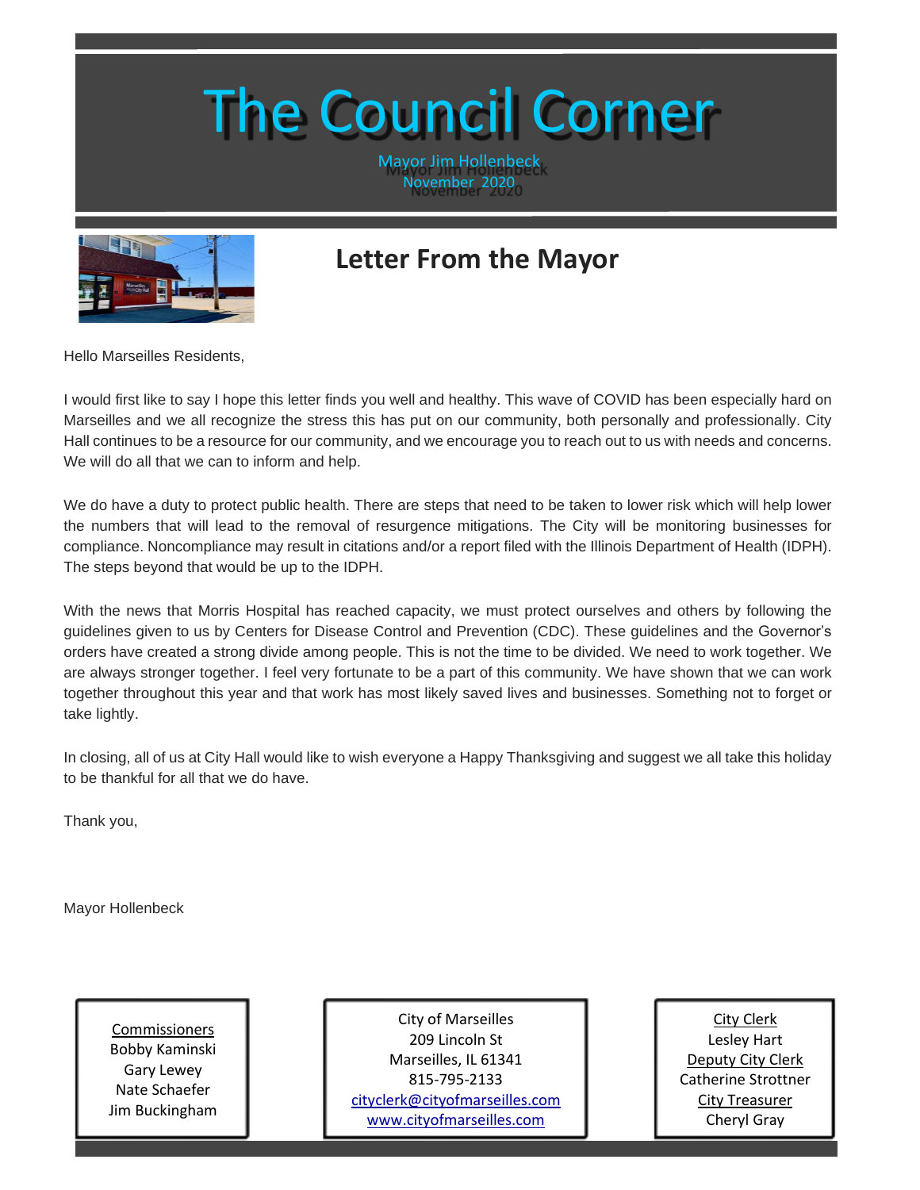# The Council Corner

Mayor Jim Hollenbeck
November 2020

## Letter From the Mayor

Hello Marseilles Residents,

I would first like to say I hope this letter finds you well and healthy. This wave of COVID has been especially hard on Marseilles and we all recognize the stress this has put on our community, both personally and professionally. City Hall continues to be a resource for our community, and we encourage you to reach out to us with needs and concerns. We will do all that we can to inform and help.

We do have a duty to protect public health. There are steps that need to be taken to lower risk which will help lower the numbers that will lead to the removal of resurgence mitigations. The City will be monitoring businesses for compliance. Noncompliance may result in citations and/or a report filed with the Illinois Department of Health (IDPH). The steps beyond that would be up to the IDPH.

With the news that Morris Hospital has reached capacity, we must protect ourselves and others by following the guidelines given to us by Centers for Disease Control and Prevention (CDC). These guidelines and the Governor's orders have created a strong divide among people. This is not the time to be divided. We need to work together. We are always stronger together. I feel very fortunate to be a part of this community. We have shown that we can work together throughout this year and that work has most likely saved lives and businesses. Something not to forget or take lightly.

In closing, all of us at City Hall would like to wish everyone a Happy Thanksgiving and suggest we all take this holiday to be thankful for all that we do have.

Thank you,

Mayor Hollenbeck

Commissioners
Bobby Kaminski
Gary Lewey
Nate Schaefer
Jim Buckingham

City of Marseilles
209 Lincoln St
Marseilles, IL 61341
815-795-2133
cityclerk@cityofmarseilles.com
www.cityofmarseilles.com

City Clerk
Lesley Hart
Deputy City Clerk
Catherine Strottner
City Treasurer
Cheryl Gray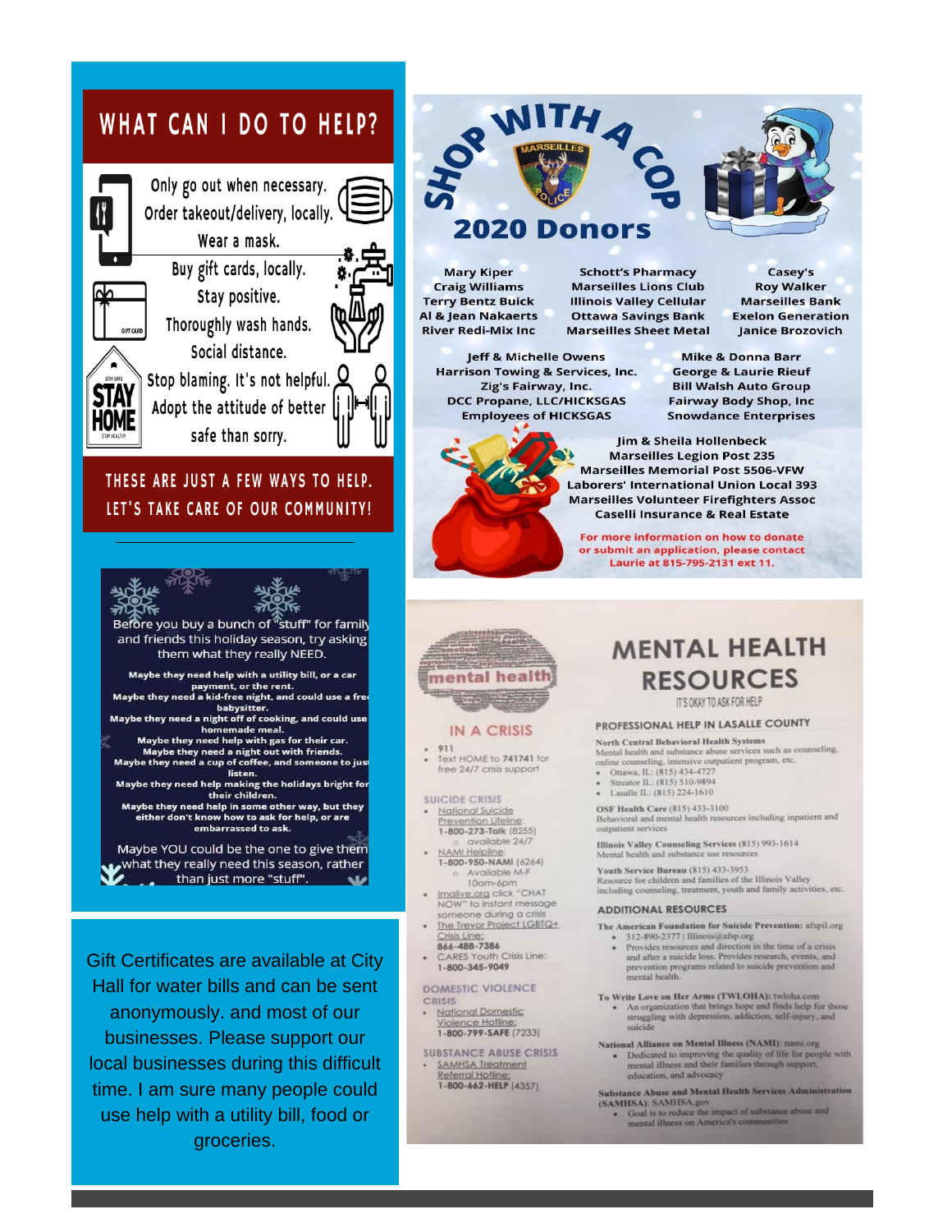# WHAT CAN I DO TO HELP?

Only go out when necessary.
Order takeout/delivery, locally.
Wear a mask.
Buy gift cards, locally.
Stay positive.
Thoroughly wash hands.
Social distance.
Stop blaming. It's not helpful.
Adopt the attitude of better safe than sorry.

STAY HOME

**THESE ARE JUST A FEW WAYS TO HELP. LET'S TAKE CARE OF OUR COMMUNITY!**

---

Before you buy a bunch of "stuff" for family and friends this holiday season, try asking them what they really NEED.

**Maybe they need help with a utility bill, or a car payment, or the rent.**
**Maybe they need a kid-free night, and could use a free babysitter.**
**Maybe they need a night off of cooking, and could use a homemade meal.**
**Maybe they need help with gas for their car.**
**Maybe they need a night out with friends.**
**Maybe they need a cup of coffee, and someone to just listen.**
**Maybe they need help making the holidays bright for their children.**
**Maybe they need help in some other way, but they either don't know how to ask for help, or are embarrassed to ask.**

Maybe YOU could be the one to give them what they really need this season, rather than just more "stuff".

---

Gift Certificates are available at City Hall for water bills and can be sent anonymously. and most of our businesses. Please support our local businesses during this difficult time. I am sure many people could use help with a utility bill, food or groceries.

---

# SHOP WITH A COP

MARSEILLES POLICE

## 2020 Donors

Mary Kiper
Craig Williams
Terry Bentz Buick
Al & Jean Nakaerts
River Redi-Mix Inc

Schott's Pharmacy
Marseilles Lions Club
Illinois Valley Cellular
Ottawa Savings Bank
Marseilles Sheet Metal

Casey's
Roy Walker
Marseilles Bank
Exelon Generation
Janice Brozovich

Jeff & Michelle Owens
Harrison Towing & Services, Inc.
Zig's Fairway, Inc.
DCC Propane, LLC/HICKSGAS
Employees of HICKSGAS

Mike & Donna Barr
George & Laurie Rieuf
Bill Walsh Auto Group
Fairway Body Shop, Inc
Snowdance Enterprises

Jim & Sheila Hollenbeck
Marseilles Legion Post 235
Marseilles Memorial Post 5506-VFW
Laborers' International Union Local 393
Marseilles Volunteer Firefighters Assoc
Caselli Insurance & Real Estate

For more information on how to donate or submit an application, please contact Laurie at 815-795-2131 ext 11.

---

mental health

## IN A CRISIS

- 911
- Text HOME to 741741 for free 24/7 crisis support

### SUICIDE CRISIS

- National Suicide Prevention Lifeline: **1-800-273-Talk** (8255)
  - available 24/7
- NAMI Helpline: **1-800-950-NAMI** (6264)
  - Available M-F 10am-6pm
- Imalive.org click "CHAT NOW" to instant message someone during a crisis
- The Trevor Project LGBTQ+ Crisis Line: **866-488-7386**
- CARES Youth Crisis Line: **1-800-345-9049**

### DOMESTIC VIOLENCE CRISIS

- National Domestic Violence Hotline: **1-800-799-SAFE** (7233)

### SUBSTANCE ABUSE CRISIS

- SAMHSA Treatment Referral Hotline: **1-800-662-HELP** (4357)

# MENTAL HEALTH RESOURCES

IT'S OKAY TO ASK FOR HELP

## PROFESSIONAL HELP IN LASALLE COUNTY

**North Central Behavioral Health Systems**
Mental health and substance abuse services such as counseling, online counseling, intensive outpatient program, etc.
- Ottawa, IL: (815) 434-4727
- Streator IL: (815) 510-9894
- Lasalle IL: (815) 224-1610

**OSF Health Care** (815) 433-3100
Behavioral and mental health resources including inpatient and outpatient services

**Illinois Valley Counseling Services** (815) 993-1614
Mental health and substance use resources

**Youth Service Bureau** (815) 433-3953
Resource for children and families of the Illinois Valley including counseling, treatment, youth and family activities, etc.

## ADDITIONAL RESOURCES

**The American Foundation for Suicide Prevention:** afspil.org
- 312-890-2377 | Illinois@afsp.org
- Provides resources and direction in the time of a crisis and after a suicide loss. Provides research, events, and prevention programs related to suicide prevention and mental health.

**To Write Love on Her Arms (TWLOHA):** twloha.com
- An organization that brings hope and finds help for those struggling with depression, addiction, self-injury, and suicide

**National Alliance on Mental Illness (NAMI):** nami.org
- Dedicated to improving the quality of life for people with mental illness and their families through support, education, and advocacy

**Substance Abuse and Mental Health Services Administration (SAMHSA):** SAMHSA.gov
- Goal is to reduce the impact of substance abuse and mental illness on America's communities